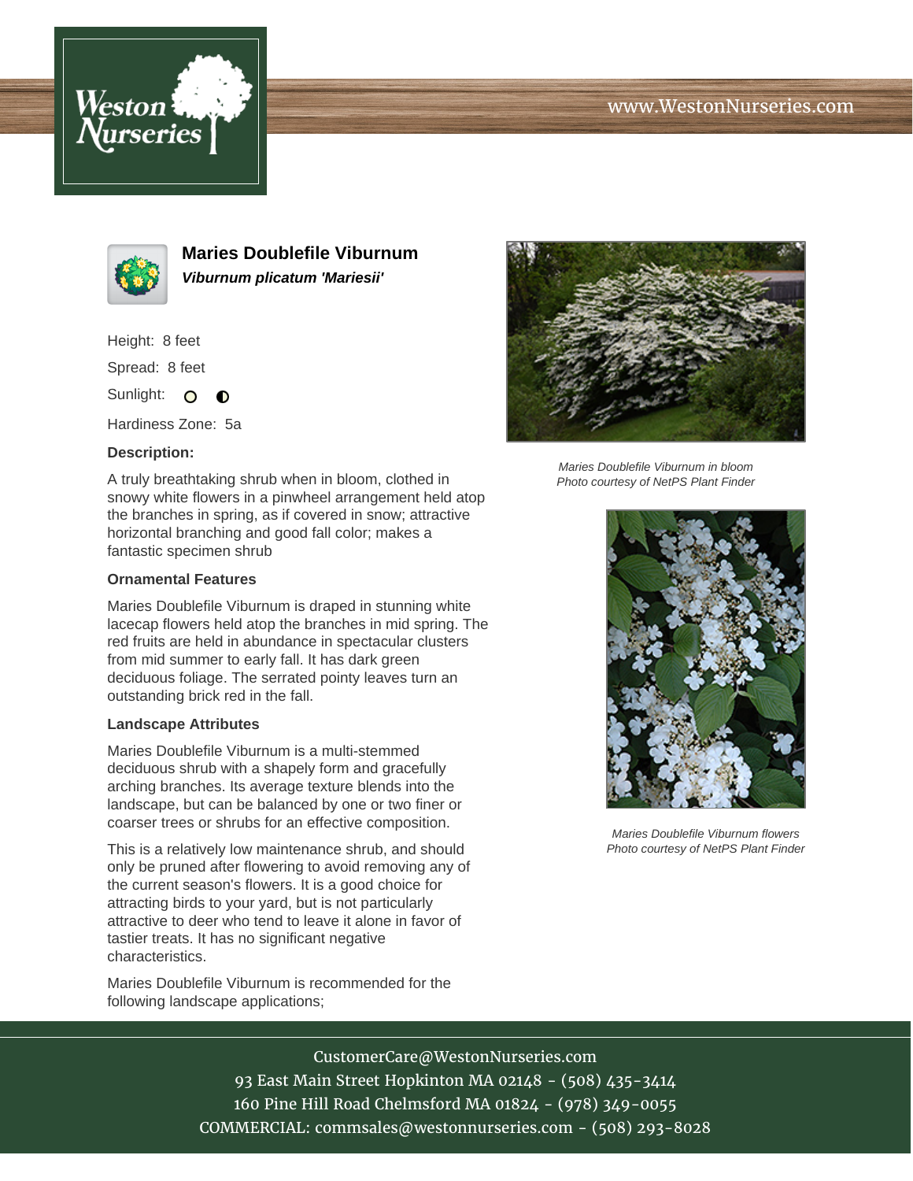# Maries Doublefile Viburnum

***Viburnum plicatum 'Mariesii'***

Height: 8 feet

Spread: 8 feet

Sunlight:

Hardiness Zone: 5a

**Description:**

A truly breathtaking shrub when in bloom, clothed in snowy white flowers in a pinwheel arrangement held atop the branches in spring, as if covered in snow; attractive horizontal branching and good fall color; makes a fantastic specimen shrub

### Ornamental Features

Maries Doublefile Viburnum is draped in stunning white lacecap flowers held atop the branches in mid spring. The red fruits are held in abundance in spectacular clusters from mid summer to early fall. It has dark green deciduous foliage. The serrated pointy leaves turn an outstanding brick red in the fall.

### Landscape Attributes

Maries Doublefile Viburnum is a multi-stemmed deciduous shrub with a shapely form and gracefully arching branches. Its average texture blends into the landscape, but can be balanced by one or two finer or coarser trees or shrubs for an effective composition.

This is a relatively low maintenance shrub, and should only be pruned after flowering to avoid removing any of the current season's flowers. It is a good choice for attracting birds to your yard, but is not particularly attractive to deer who tend to leave it alone in favor of tastier treats. It has no significant negative characteristics.

Maries Doublefile Viburnum is recommended for the following landscape applications;

*Maries Doublefile Viburnum in bloom*
*Photo courtesy of NetPS Plant Finder*

*Maries Doublefile Viburnum flowers*
*Photo courtesy of NetPS Plant Finder*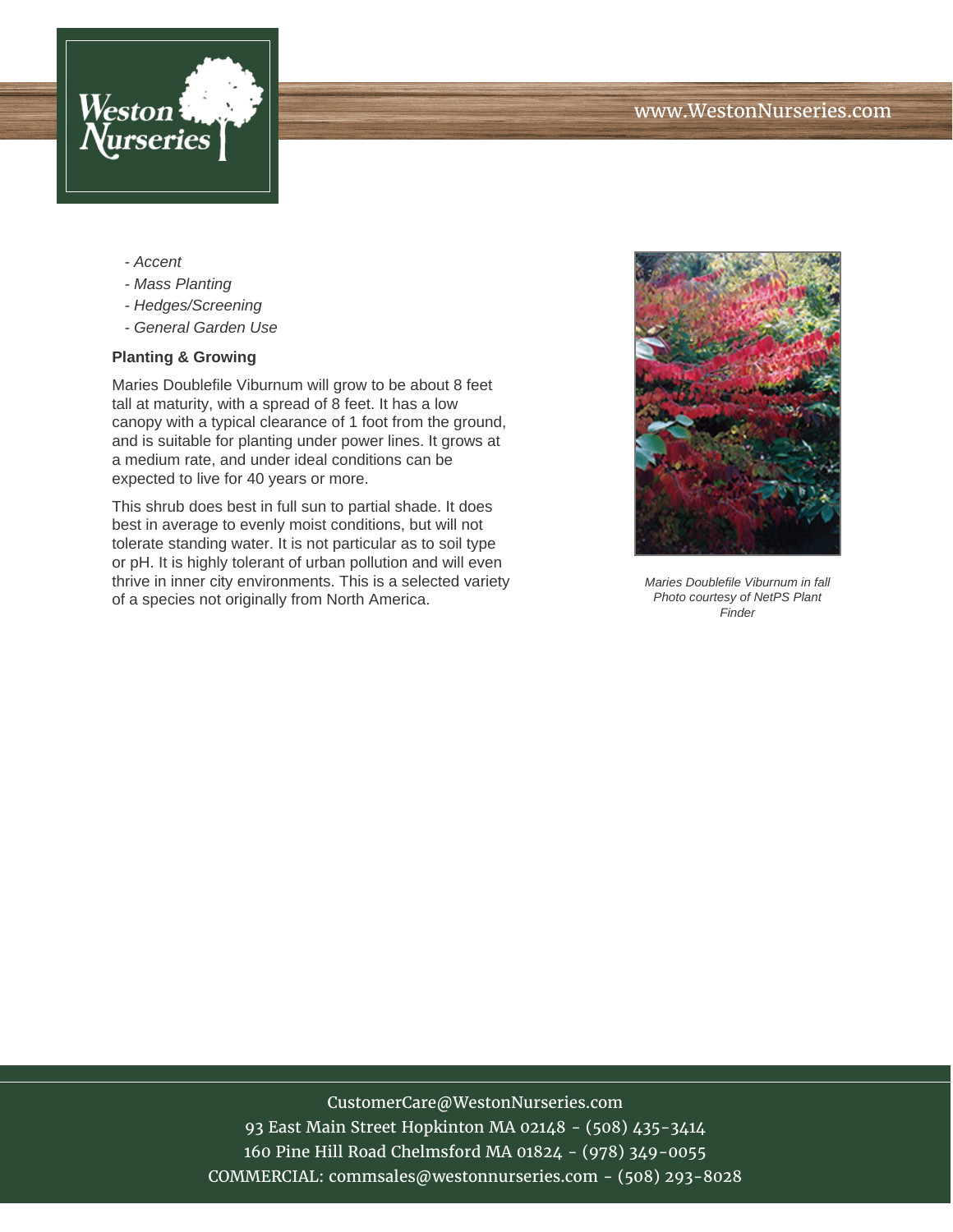- *Accent*
- *Mass Planting*
- *Hedges/Screening*
- *General Garden Use*

**Planting & Growing**

Maries Doublefile Viburnum will grow to be about 8 feet tall at maturity, with a spread of 8 feet. It has a low canopy with a typical clearance of 1 foot from the ground, and is suitable for planting under power lines. It grows at a medium rate, and under ideal conditions can be expected to live for 40 years or more.

This shrub does best in full sun to partial shade. It does best in average to evenly moist conditions, but will not tolerate standing water. It is not particular as to soil type or pH. It is highly tolerant of urban pollution and will even thrive in inner city environments. This is a selected variety of a species not originally from North America.

*Maries Doublefile Viburnum in fall*
*Photo courtesy of NetPS Plant Finder*

CustomerCare@WestonNurseries.com
93 East Main Street Hopkinton MA 02148 - (508) 435-3414
160 Pine Hill Road Chelmsford MA 01824 - (978) 349-0055
COMMERCIAL: commsales@westonnurseries.com - (508) 293-8028